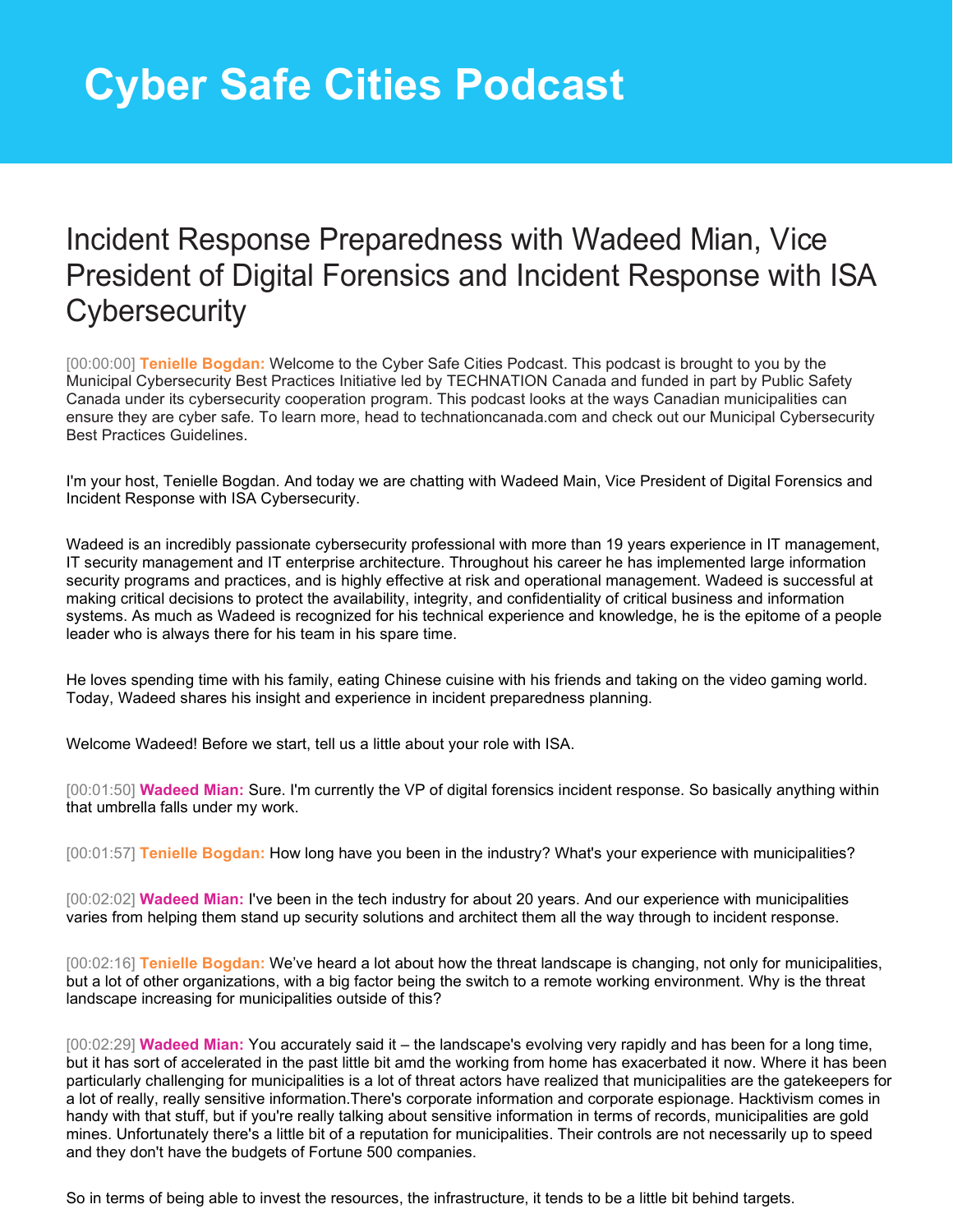# Cyber Safe Cities Podcast

## Incident Response Preparedness with Wadeed Mian, Vice President of Digital Forensics and Incident Response with ISA Cybersecurity

[00:00:00] **Tenielle Bogdan:** Welcome to the Cyber Safe Cities Podcast. This podcast is brought to you by the Municipal Cybersecurity Best Practices Initiative led by TECHNATION Canada and funded in part by Public Safety Canada under its cybersecurity cooperation program. This podcast looks at the ways Canadian municipalities can ensure they are cyber safe. To learn more, head to technationcanada.com and check out our Municipal Cybersecurity Best Practices Guidelines.

I'm your host, Tenielle Bogdan. And today we are chatting with Wadeed Main, Vice President of Digital Forensics and Incident Response with ISA Cybersecurity.

Wadeed is an incredibly passionate cybersecurity professional with more than 19 years experience in IT management, IT security management and IT enterprise architecture. Throughout his career he has implemented large information security programs and practices, and is highly effective at risk and operational management. Wadeed is successful at making critical decisions to protect the availability, integrity, and confidentiality of critical business and information systems. As much as Wadeed is recognized for his technical experience and knowledge, he is the epitome of a people leader who is always there for his team in his spare time.

He loves spending time with his family, eating Chinese cuisine with his friends and taking on the video gaming world. Today, Wadeed shares his insight and experience in incident preparedness planning.

Welcome Wadeed! Before we start, tell us a little about your role with ISA.

[00:01:50] **Wadeed Mian:** Sure. I'm currently the VP of digital forensics incident response. So basically anything within that umbrella falls under my work.

[00:01:57] **Tenielle Bogdan:** How long have you been in the industry? What's your experience with municipalities?

[00:02:02] **Wadeed Mian:** I've been in the tech industry for about 20 years. And our experience with municipalities varies from helping them stand up security solutions and architect them all the way through to incident response.

[00:02:16] **Tenielle Bogdan:** We've heard a lot about how the threat landscape is changing, not only for municipalities, but a lot of other organizations, with a big factor being the switch to a remote working environment. Why is the threat landscape increasing for municipalities outside of this?

[00:02:29] **Wadeed Mian:** You accurately said it – the landscape's evolving very rapidly and has been for a long time, but it has sort of accelerated in the past little bit amd the working from home has exacerbated it now. Where it has been particularly challenging for municipalities is a lot of threat actors have realized that municipalities are the gatekeepers for a lot of really, really sensitive information.There's corporate information and corporate espionage. Hacktivism comes in handy with that stuff, but if you're really talking about sensitive information in terms of records, municipalities are gold mines. Unfortunately there's a little bit of a reputation for municipalities. Their controls are not necessarily up to speed and they don't have the budgets of Fortune 500 companies.

So in terms of being able to invest the resources, the infrastructure, it tends to be a little bit behind targets.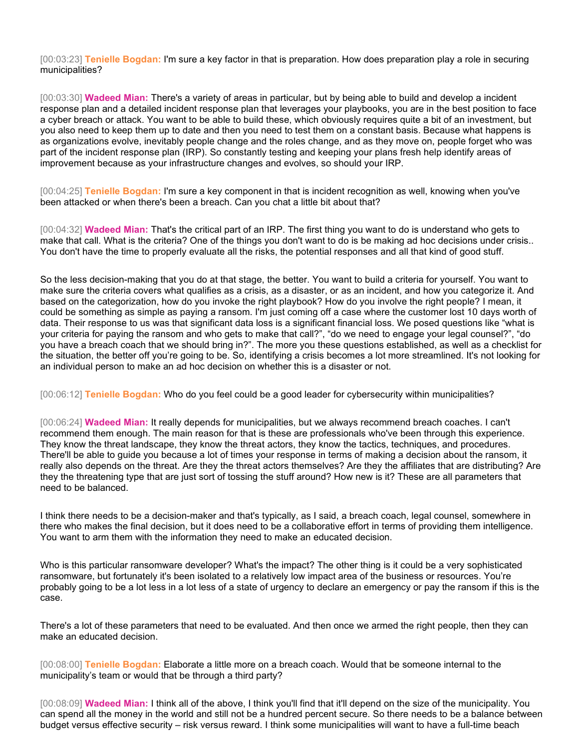[00:03:23] **Tenielle Bogdan:** I'm sure a key factor in that is preparation. How does preparation play a role in securing municipalities?

[00:03:30] **Wadeed Mian:** There's a variety of areas in particular, but by being able to build and develop a incident response plan and a detailed incident response plan that leverages your playbooks, you are in the best position to face a cyber breach or attack. You want to be able to build these, which obviously requires quite a bit of an investment, but you also need to keep them up to date and then you need to test them on a constant basis. Because what happens is as organizations evolve, inevitably people change and the roles change, and as they move on, people forget who was part of the incident response plan (IRP). So constantly testing and keeping your plans fresh help identify areas of improvement because as your infrastructure changes and evolves, so should your IRP.

[00:04:25] **Tenielle Bogdan:** I'm sure a key component in that is incident recognition as well, knowing when you've been attacked or when there's been a breach. Can you chat a little bit about that?

[00:04:32] **Wadeed Mian:** That's the critical part of an IRP. The first thing you want to do is understand who gets to make that call. What is the criteria? One of the things you don't want to do is be making ad hoc decisions under crisis.. You don't have the time to properly evaluate all the risks, the potential responses and all that kind of good stuff.

So the less decision-making that you do at that stage, the better. You want to build a criteria for yourself. You want to make sure the criteria covers what qualifies as a crisis, as a disaster, or as an incident, and how you categorize it. And based on the categorization, how do you invoke the right playbook? How do you involve the right people? I mean, it could be something as simple as paying a ransom. I'm just coming off a case where the customer lost 10 days worth of data. Their response to us was that significant data loss is a significant financial loss. We posed questions like "what is your criteria for paying the ransom and who gets to make that call?", "do we need to engage your legal counsel?", "do you have a breach coach that we should bring in?". The more you these questions established, as well as a checklist for the situation, the better off you're going to be. So, identifying a crisis becomes a lot more streamlined. It's not looking for an individual person to make an ad hoc decision on whether this is a disaster or not.

[00:06:12] **Tenielle Bogdan:** Who do you feel could be a good leader for cybersecurity within municipalities?

[00:06:24] **Wadeed Mian:** It really depends for municipalities, but we always recommend breach coaches. I can't recommend them enough. The main reason for that is these are professionals who've been through this experience. They know the threat landscape, they know the threat actors, they know the tactics, techniques, and procedures. There'll be able to guide you because a lot of times your response in terms of making a decision about the ransom, it really also depends on the threat. Are they the threat actors themselves? Are they the affiliates that are distributing? Are they the threatening type that are just sort of tossing the stuff around? How new is it? These are all parameters that need to be balanced.

I think there needs to be a decision-maker and that's typically, as I said, a breach coach, legal counsel, somewhere in there who makes the final decision, but it does need to be a collaborative effort in terms of providing them intelligence. You want to arm them with the information they need to make an educated decision.

Who is this particular ransomware developer? What's the impact? The other thing is it could be a very sophisticated ransomware, but fortunately it's been isolated to a relatively low impact area of the business or resources. You're probably going to be a lot less in a lot less of a state of urgency to declare an emergency or pay the ransom if this is the case.

There's a lot of these parameters that need to be evaluated. And then once we armed the right people, then they can make an educated decision.

[00:08:00] **Tenielle Bogdan:** Elaborate a little more on a breach coach. Would that be someone internal to the municipality's team or would that be through a third party?

[00:08:09] **Wadeed Mian:** I think all of the above, I think you'll find that it'll depend on the size of the municipality. You can spend all the money in the world and still not be a hundred percent secure. So there needs to be a balance between budget versus effective security – risk versus reward. I think some municipalities will want to have a full-time beach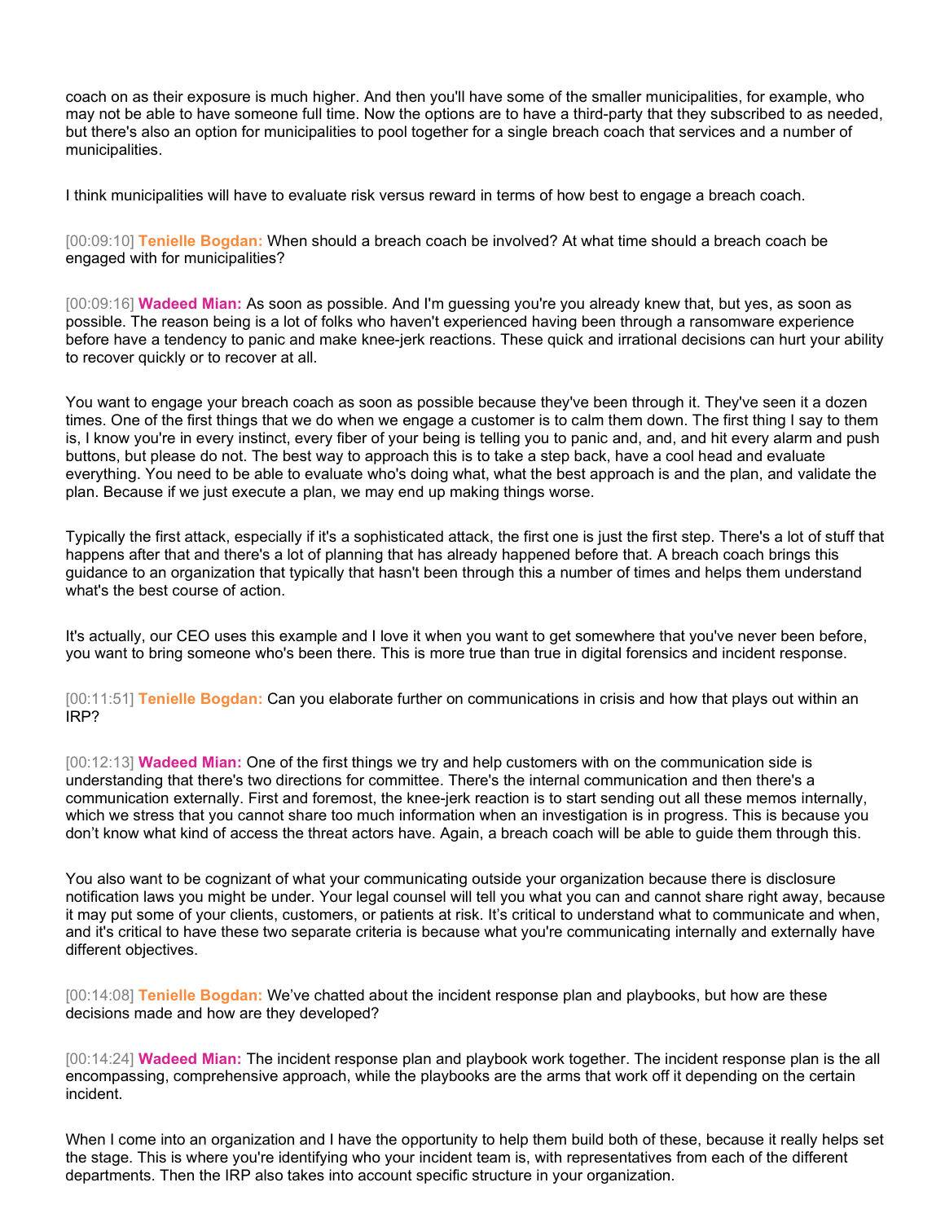coach on as their exposure is much higher. And then you'll have some of the smaller municipalities, for example, who may not be able to have someone full time. Now the options are to have a third-party that they subscribed to as needed, but there's also an option for municipalities to pool together for a single breach coach that services and a number of municipalities.

I think municipalities will have to evaluate risk versus reward in terms of how best to engage a breach coach.

[00:09:10] **Tenielle Bogdan:** When should a breach coach be involved? At what time should a breach coach be engaged with for municipalities?

[00:09:16] **Wadeed Mian:** As soon as possible. And I'm guessing you're you already knew that, but yes, as soon as possible. The reason being is a lot of folks who haven't experienced having been through a ransomware experience before have a tendency to panic and make knee-jerk reactions. These quick and irrational decisions can hurt your ability to recover quickly or to recover at all.

You want to engage your breach coach as soon as possible because they've been through it. They've seen it a dozen times. One of the first things that we do when we engage a customer is to calm them down. The first thing I say to them is, I know you're in every instinct, every fiber of your being is telling you to panic and, and, and hit every alarm and push buttons, but please do not. The best way to approach this is to take a step back, have a cool head and evaluate everything. You need to be able to evaluate who's doing what, what the best approach is and the plan, and validate the plan. Because if we just execute a plan, we may end up making things worse.

Typically the first attack, especially if it's a sophisticated attack, the first one is just the first step. There's a lot of stuff that happens after that and there's a lot of planning that has already happened before that. A breach coach brings this guidance to an organization that typically that hasn't been through this a number of times and helps them understand what's the best course of action.

It's actually, our CEO uses this example and I love it when you want to get somewhere that you've never been before, you want to bring someone who's been there. This is more true than true in digital forensics and incident response.

[00:11:51] **Tenielle Bogdan:** Can you elaborate further on communications in crisis and how that plays out within an IRP?

[00:12:13] **Wadeed Mian:** One of the first things we try and help customers with on the communication side is understanding that there's two directions for committee. There's the internal communication and then there's a communication externally. First and foremost, the knee-jerk reaction is to start sending out all these memos internally, which we stress that you cannot share too much information when an investigation is in progress. This is because you don't know what kind of access the threat actors have. Again, a breach coach will be able to guide them through this.

You also want to be cognizant of what your communicating outside your organization because there is disclosure notification laws you might be under. Your legal counsel will tell you what you can and cannot share right away, because it may put some of your clients, customers, or patients at risk. It's critical to understand what to communicate and when, and it's critical to have these two separate criteria is because what you're communicating internally and externally have different objectives.

[00:14:08] **Tenielle Bogdan:** We've chatted about the incident response plan and playbooks, but how are these decisions made and how are they developed?

[00:14:24] **Wadeed Mian:** The incident response plan and playbook work together. The incident response plan is the all encompassing, comprehensive approach, while the playbooks are the arms that work off it depending on the certain incident.

When I come into an organization and I have the opportunity to help them build both of these, because it really helps set the stage. This is where you're identifying who your incident team is, with representatives from each of the different departments. Then the IRP also takes into account specific structure in your organization.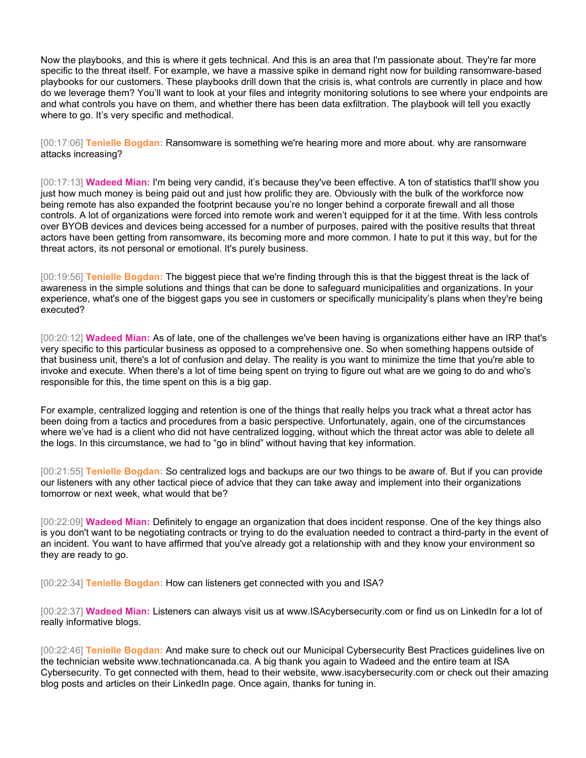Now the playbooks, and this is where it gets technical. And this is an area that I'm passionate about. They're far more specific to the threat itself. For example, we have a massive spike in demand right now for building ransomware-based playbooks for our customers. These playbooks drill down that the crisis is, what controls are currently in place and how do we leverage them? You'll want to look at your files and integrity monitoring solutions to see where your endpoints are and what controls you have on them, and whether there has been data exfiltration. The playbook will tell you exactly where to go. It's very specific and methodical.

[00:17:06] **Tenielle Bogdan:** Ransomware is something we're hearing more and more about. why are ransomware attacks increasing?

[00:17:13] **Wadeed Mian:** I'm being very candid, it's because they've been effective. A ton of statistics that'll show you just how much money is being paid out and just how prolific they are. Obviously with the bulk of the workforce now being remote has also expanded the footprint because you're no longer behind a corporate firewall and all those controls. A lot of organizations were forced into remote work and weren't equipped for it at the time. With less controls over BYOB devices and devices being accessed for a number of purposes, paired with the positive results that threat actors have been getting from ransomware, its becoming more and more common. I hate to put it this way, but for the threat actors, its not personal or emotional. It's purely business.

[00:19:56] **Tenielle Bogdan:** The biggest piece that we're finding through this is that the biggest threat is the lack of awareness in the simple solutions and things that can be done to safeguard municipalities and organizations. In your experience, what's one of the biggest gaps you see in customers or specifically municipality's plans when they're being executed?

[00:20:12] **Wadeed Mian:** As of late, one of the challenges we've been having is organizations either have an IRP that's very specific to this particular business as opposed to a comprehensive one. So when something happens outside of that business unit, there's a lot of confusion and delay. The reality is you want to minimize the time that you're able to invoke and execute. When there's a lot of time being spent on trying to figure out what are we going to do and who's responsible for this, the time spent on this is a big gap.

For example, centralized logging and retention is one of the things that really helps you track what a threat actor has been doing from a tactics and procedures from a basic perspective. Unfortunately, again, one of the circumstances where we've had is a client who did not have centralized logging, without which the threat actor was able to delete all the logs. In this circumstance, we had to "go in blind" without having that key information.

[00:21:55] **Tenielle Bogdan:** So centralized logs and backups are our two things to be aware of. But if you can provide our listeners with any other tactical piece of advice that they can take away and implement into their organizations tomorrow or next week, what would that be?

[00:22:09] **Wadeed Mian:** Definitely to engage an organization that does incident response. One of the key things also is you don't want to be negotiating contracts or trying to do the evaluation needed to contract a third-party in the event of an incident. You want to have affirmed that you've already got a relationship with and they know your environment so they are ready to go.

[00:22:34] **Tenielle Bogdan:** How can listeners get connected with you and ISA?

[00:22:37] **Wadeed Mian:** Listeners can always visit us at www.ISAcybersecurity.com or find us on LinkedIn for a lot of really informative blogs.

[00:22:46] **Tenielle Bogdan:** And make sure to check out our Municipal Cybersecurity Best Practices guidelines live on the technician website www.technationcanada.ca. A big thank you again to Wadeed and the entire team at ISA Cybersecurity. To get connected with them, head to their website, www.isacybersecurity.com or check out their amazing blog posts and articles on their LinkedIn page. Once again, thanks for tuning in.